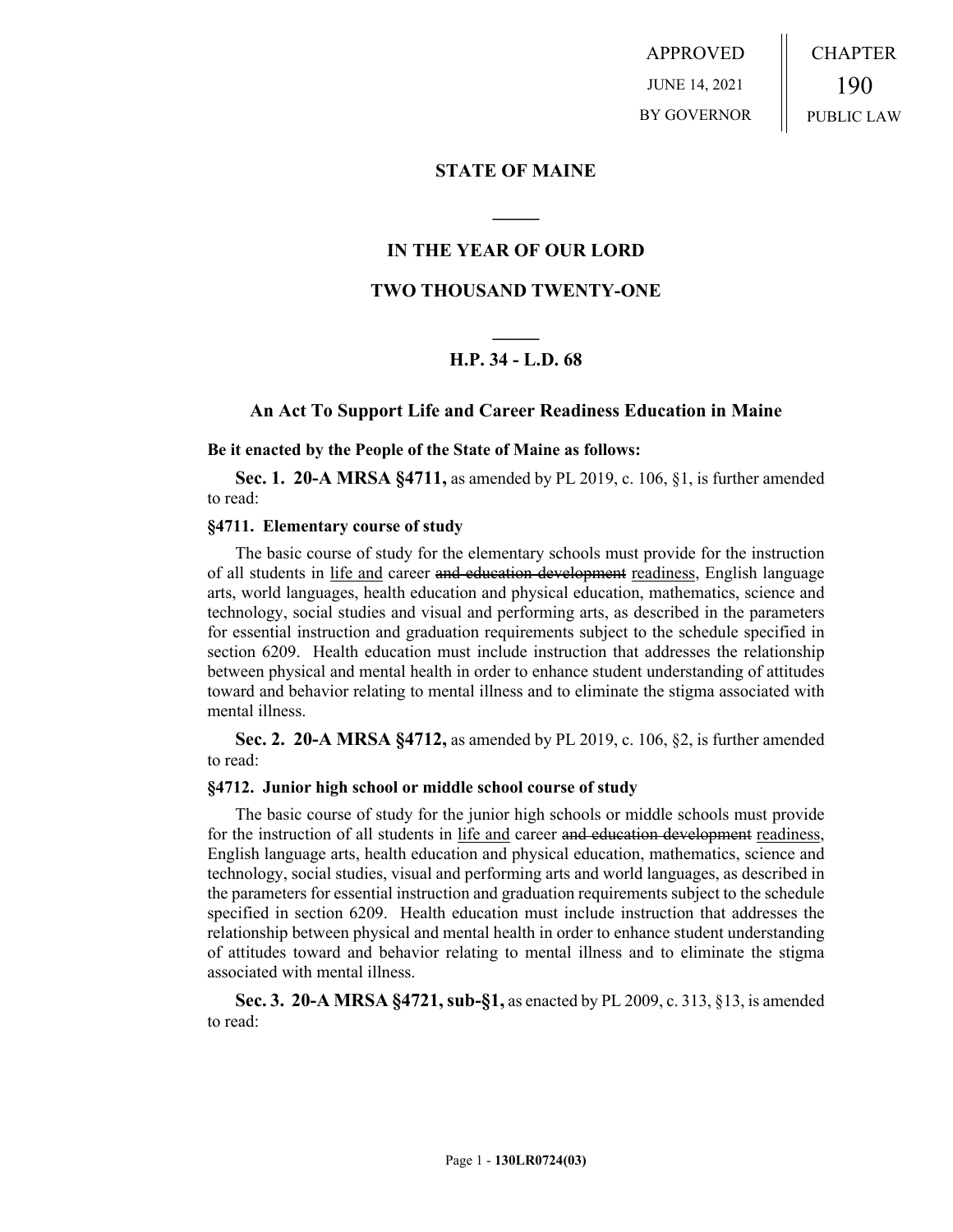APPROVED

JUNE 14, 2021

BY GOVERNOR

CHAPTER

190

PUBLIC LAW

## STATE OF MAINE

## IN THE YEAR OF OUR LORD

## TWO THOUSAND TWENTY-ONE

## H.P. 34 - L.D. 68

### An Act To Support Life and Career Readiness Education in Maine

**Be it enacted by the People of the State of Maine as follows:**

**Sec. 1. 20-A MRSA §4711,** as amended by PL 2019, c. 106, §1, is further amended to read:

**§4711. Elementary course of study**

The basic course of study for the elementary schools must provide for the instruction of all students in <u>life and</u> career ~~and education development~~ <u>readiness</u>, English language arts, world languages, health education and physical education, mathematics, science and technology, social studies and visual and performing arts, as described in the parameters for essential instruction and graduation requirements subject to the schedule specified in section 6209. Health education must include instruction that addresses the relationship between physical and mental health in order to enhance student understanding of attitudes toward and behavior relating to mental illness and to eliminate the stigma associated with mental illness.

**Sec. 2. 20-A MRSA §4712,** as amended by PL 2019, c. 106, §2, is further amended to read:

**§4712. Junior high school or middle school course of study**

The basic course of study for the junior high schools or middle schools must provide for the instruction of all students in <u>life and</u> career ~~and education development~~ <u>readiness</u>, English language arts, health education and physical education, mathematics, science and technology, social studies, visual and performing arts and world languages, as described in the parameters for essential instruction and graduation requirements subject to the schedule specified in section 6209. Health education must include instruction that addresses the relationship between physical and mental health in order to enhance student understanding of attitudes toward and behavior relating to mental illness and to eliminate the stigma associated with mental illness.

**Sec. 3. 20-A MRSA §4721, sub-§1,** as enacted by PL 2009, c. 313, §13, is amended to read: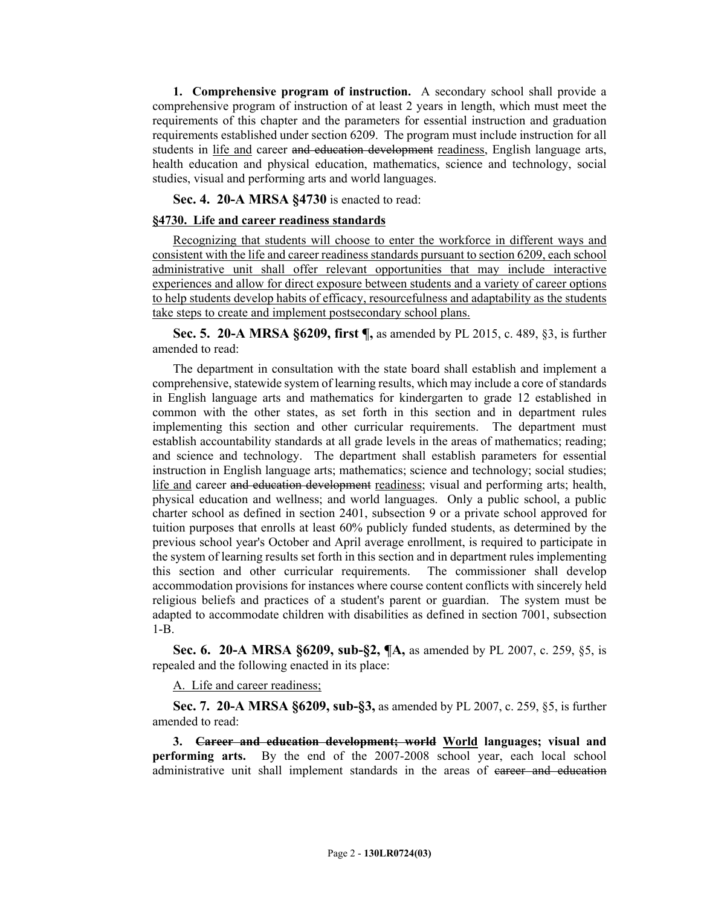**1. Comprehensive program of instruction.** A secondary school shall provide a comprehensive program of instruction of at least 2 years in length, which must meet the requirements of this chapter and the parameters for essential instruction and graduation requirements established under section 6209. The program must include instruction for all students in <u>life and</u> career ~~and education development~~ <u>readiness</u>, English language arts, health education and physical education, mathematics, science and technology, social studies, visual and performing arts and world languages.

**Sec. 4. 20-A MRSA §4730** is enacted to read:

**<u>§4730. Life and career readiness standards</u>**

<u>Recognizing that students will choose to enter the workforce in different ways and consistent with the life and career readiness standards pursuant to section 6209, each school administrative unit shall offer relevant opportunities that may include interactive experiences and allow for direct exposure between students and a variety of career options to help students develop habits of efficacy, resourcefulness and adaptability as the students take steps to create and implement postsecondary school plans.</u>

**Sec. 5. 20-A MRSA §6209, first ¶,** as amended by PL 2015, c. 489, §3, is further amended to read:

The department in consultation with the state board shall establish and implement a comprehensive, statewide system of learning results, which may include a core of standards in English language arts and mathematics for kindergarten to grade 12 established in common with the other states, as set forth in this section and in department rules implementing this section and other curricular requirements. The department must establish accountability standards at all grade levels in the areas of mathematics; reading; and science and technology. The department shall establish parameters for essential instruction in English language arts; mathematics; science and technology; social studies; <u>life and</u> career ~~and education development~~ <u>readiness</u>; visual and performing arts; health, physical education and wellness; and world languages. Only a public school, a public charter school as defined in section 2401, subsection 9 or a private school approved for tuition purposes that enrolls at least 60% publicly funded students, as determined by the previous school year's October and April average enrollment, is required to participate in the system of learning results set forth in this section and in department rules implementing this section and other curricular requirements. The commissioner shall develop accommodation provisions for instances where course content conflicts with sincerely held religious beliefs and practices of a student's parent or guardian. The system must be adapted to accommodate children with disabilities as defined in section 7001, subsection 1-B.

**Sec. 6. 20-A MRSA §6209, sub-§2, ¶A,** as amended by PL 2007, c. 259, §5, is repealed and the following enacted in its place:

<u>A. Life and career readiness;</u>

**Sec. 7. 20-A MRSA §6209, sub-§3,** as amended by PL 2007, c. 259, §5, is further amended to read:

**3. ~~Career and education development; world~~ <u>World</u> languages; visual and performing arts.** By the end of the 2007-2008 school year, each local school administrative unit shall implement standards in the areas of ~~career and education~~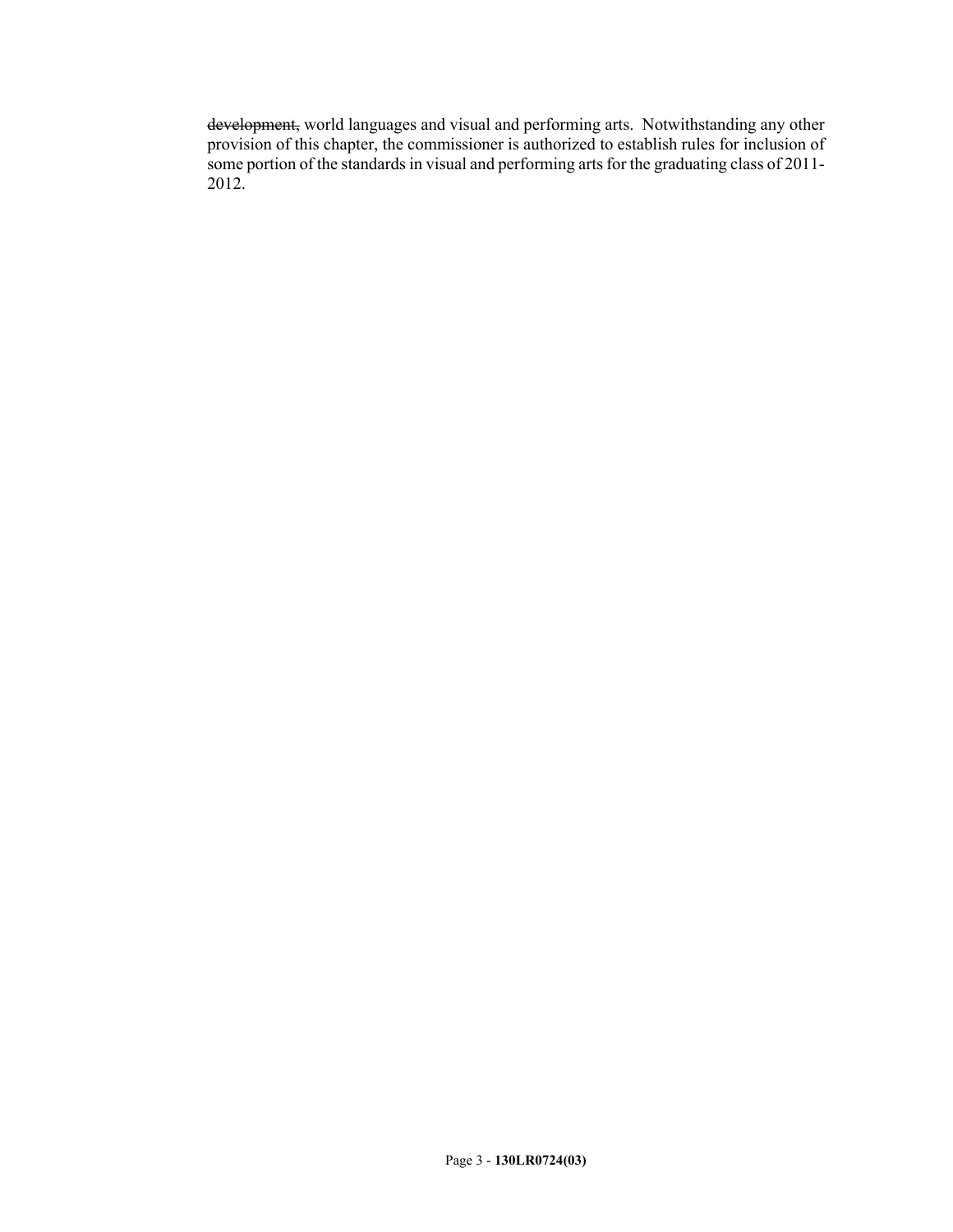~~development,~~ world languages and visual and performing arts. Notwithstanding any other provision of this chapter, the commissioner is authorized to establish rules for inclusion of some portion of the standards in visual and performing arts for the graduating class of 2011-2012.